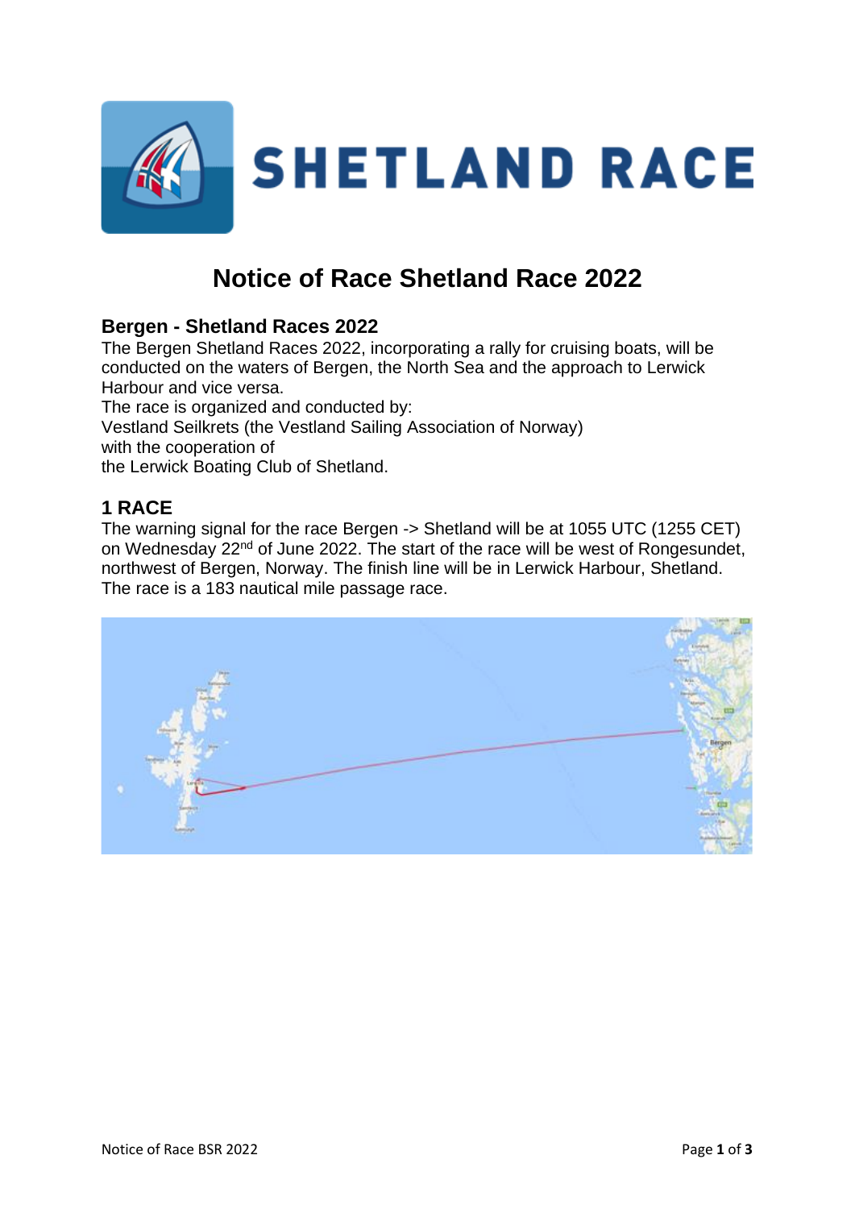# Notice of Race Shetland Race 2022

## Bergen - Shetland Races 2022

The Bergen Shetland Races 2022, incorporating a rally for cruising boats, will be conducted on the waters of Bergen, the North Sea and the approach to Lerwick Harbour and vice versa.
The race is organized and conducted by:
Vestland Seilkrets (the Vestland Sailing Association of Norway)
with the cooperation of
the Lerwick Boating Club of Shetland.

## 1 RACE

The warning signal for the race Bergen -> Shetland will be at 1055 UTC (1255 CET) on Wednesday 22nd of June 2022. The start of the race will be west of Rongesundet, northwest of Bergen, Norway. The finish line will be in Lerwick Harbour, Shetland. The race is a 183 nautical mile passage race.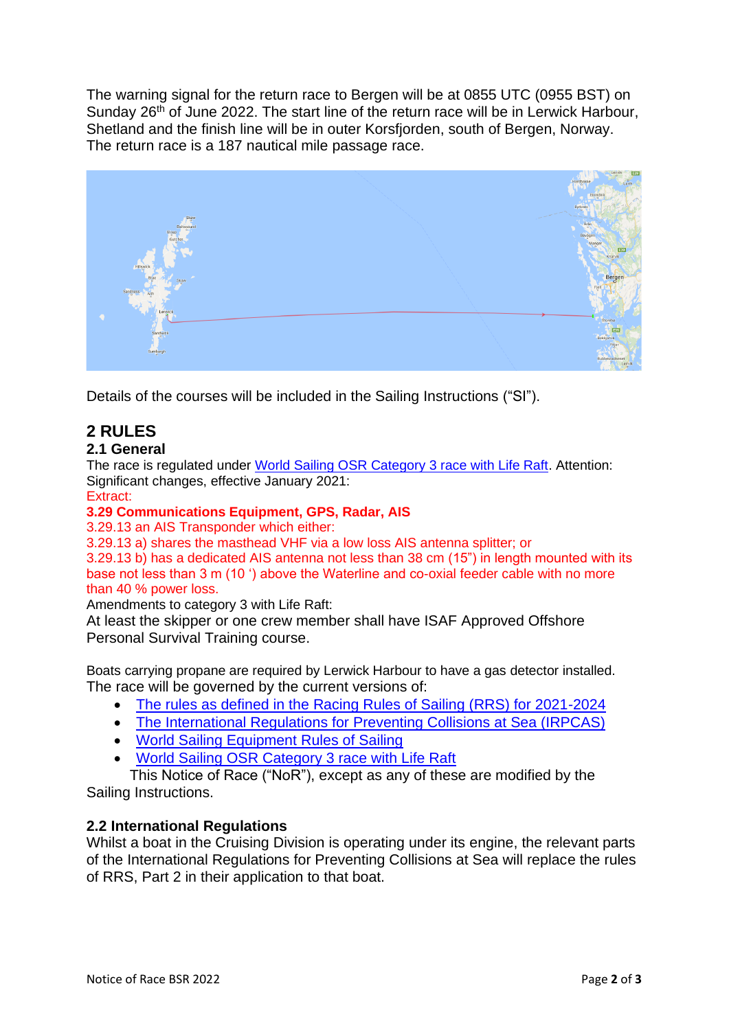The warning signal for the return race to Bergen will be at 0855 UTC (0955 BST) on Sunday 26th of June 2022. The start line of the return race will be in Lerwick Harbour, Shetland and the finish line will be in outer Korsfjorden, south of Bergen, Norway. The return race is a 187 nautical mile passage race.

Details of the courses will be included in the Sailing Instructions ("SI").

## 2 RULES

### 2.1 General

The race is regulated under World Sailing OSR Category 3 race with Life Raft. Attention: Significant changes, effective January 2021:

Extract:

**3.29 Communications Equipment, GPS, Radar, AIS**

3.29.13 an AIS Transponder which either:

3.29.13 a) shares the masthead VHF via a low loss AIS antenna splitter; or

3.29.13 b) has a dedicated AIS antenna not less than 38 cm (15") in length mounted with its base not less than 3 m (10 ') above the Waterline and co-oxial feeder cable with no more than 40 % power loss.

Amendments to category 3 with Life Raft:

At least the skipper or one crew member shall have ISAF Approved Offshore Personal Survival Training course.

Boats carrying propane are required by Lerwick Harbour to have a gas detector installed.
The race will be governed by the current versions of:

- The rules as defined in the Racing Rules of Sailing (RRS) for 2021-2024
- The International Regulations for Preventing Collisions at Sea (IRPCAS)
- World Sailing Equipment Rules of Sailing
- World Sailing OSR Category 3 race with Life Raft

This Notice of Race ("NoR"), except as any of these are modified by the Sailing Instructions.

### 2.2 International Regulations

Whilst a boat in the Cruising Division is operating under its engine, the relevant parts of the International Regulations for Preventing Collisions at Sea will replace the rules of RRS, Part 2 in their application to that boat.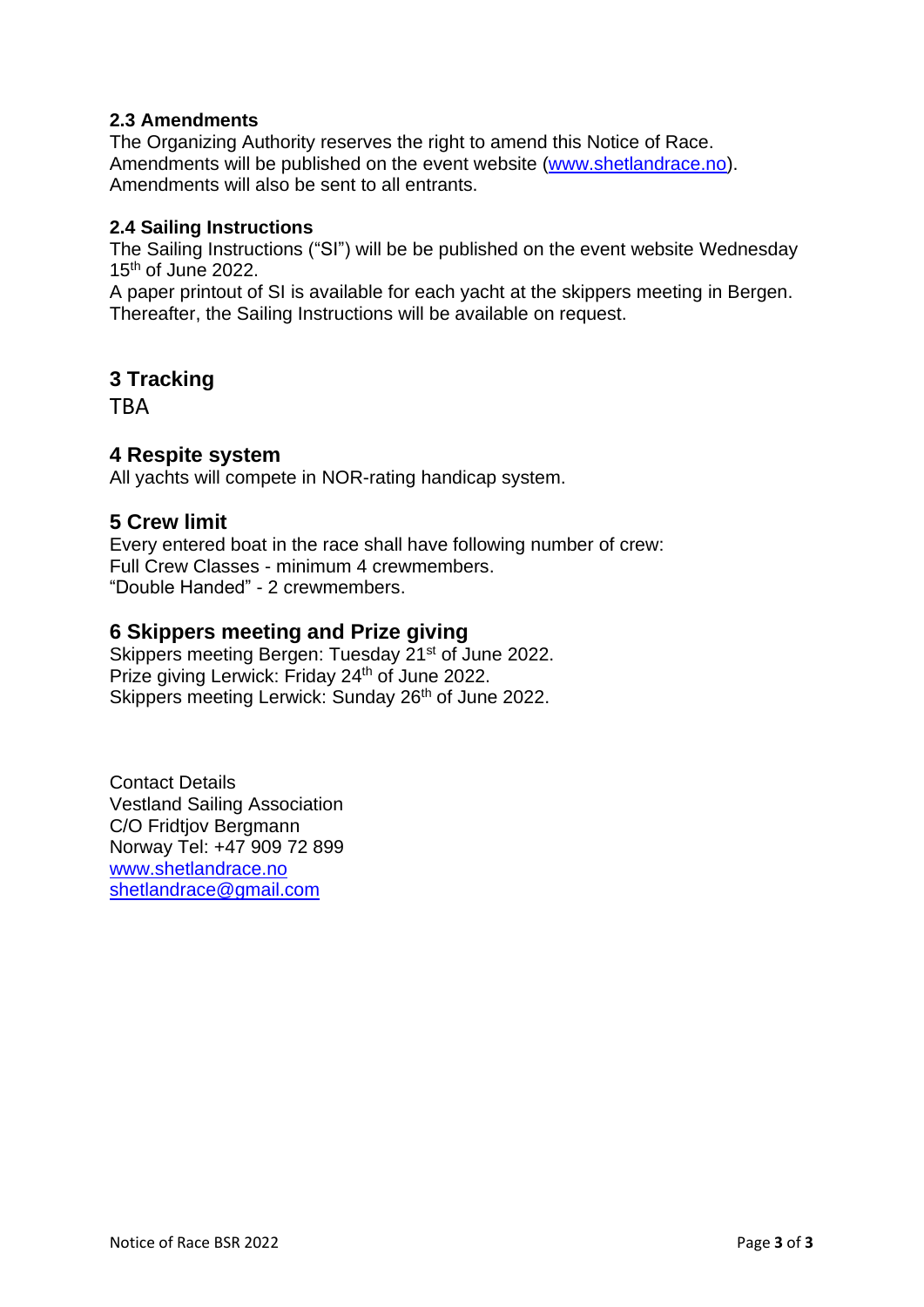### 2.3 Amendments

The Organizing Authority reserves the right to amend this Notice of Race. Amendments will be published on the event website (www.shetlandrace.no). Amendments will also be sent to all entrants.

### 2.4 Sailing Instructions

The Sailing Instructions ("SI") will be be published on the event website Wednesday 15th of June 2022.

A paper printout of SI is available for each yacht at the skippers meeting in Bergen. Thereafter, the Sailing Instructions will be available on request.

## 3 Tracking

TBA

## 4 Respite system

All yachts will compete in NOR-rating handicap system.

## 5 Crew limit

Every entered boat in the race shall have following number of crew:
Full Crew Classes - minimum 4 crewmembers.
"Double Handed" - 2 crewmembers.

## 6 Skippers meeting and Prize giving

Skippers meeting Bergen: Tuesday 21st of June 2022.
Prize giving Lerwick: Friday 24th of June 2022.
Skippers meeting Lerwick: Sunday 26th of June 2022.

Contact Details
Vestland Sailing Association
C/O Fridtjov Bergmann
Norway Tel: +47 909 72 899
www.shetlandrace.no
shetlandrace@gmail.com